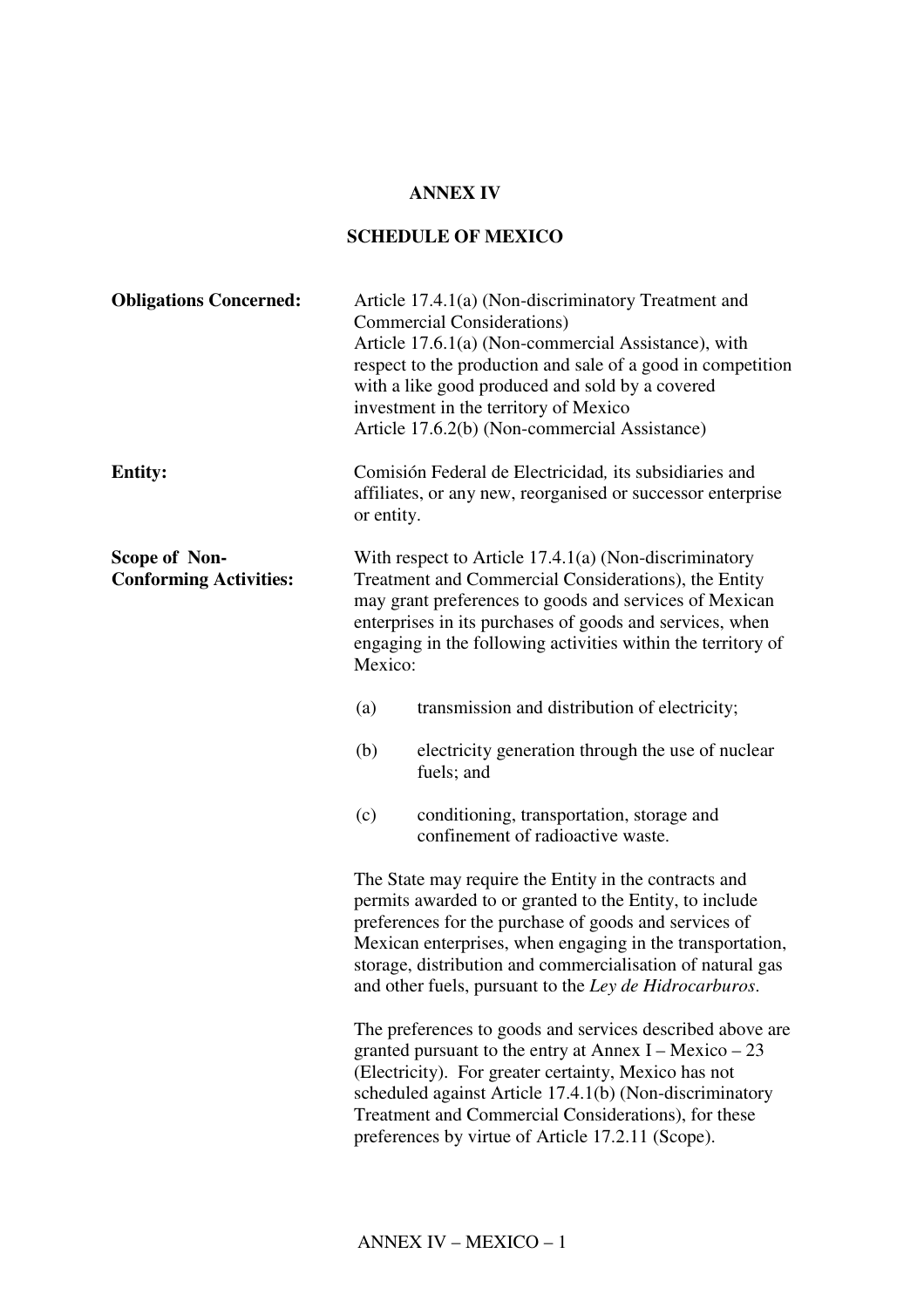# ANNEX IV

## SCHEDULE OF MEXICO

**Obligations Concerned:**

Article 17.4.1(a) (Non-discriminatory Treatment and Commercial Considerations)
Article 17.6.1(a) (Non-commercial Assistance), with respect to the production and sale of a good in competition with a like good produced and sold by a covered investment in the territory of Mexico
Article 17.6.2(b) (Non-commercial Assistance)

**Entity:**

Comisión Federal de Electricidad*,* its subsidiaries and affiliates, or any new, reorganised or successor enterprise or entity.

**Scope of Non-Conforming Activities:**

With respect to Article 17.4.1(a) (Non-discriminatory Treatment and Commercial Considerations), the Entity may grant preferences to goods and services of Mexican enterprises in its purchases of goods and services, when engaging in the following activities within the territory of Mexico:

(a) transmission and distribution of electricity;

(b) electricity generation through the use of nuclear fuels; and

(c) conditioning, transportation, storage and confinement of radioactive waste.

The State may require the Entity in the contracts and permits awarded to or granted to the Entity, to include preferences for the purchase of goods and services of Mexican enterprises, when engaging in the transportation, storage, distribution and commercialisation of natural gas and other fuels, pursuant to the *Ley de Hidrocarburos*.

The preferences to goods and services described above are granted pursuant to the entry at Annex I – Mexico – 23 (Electricity). For greater certainty, Mexico has not scheduled against Article 17.4.1(b) (Non-discriminatory Treatment and Commercial Considerations), for these preferences by virtue of Article 17.2.11 (Scope).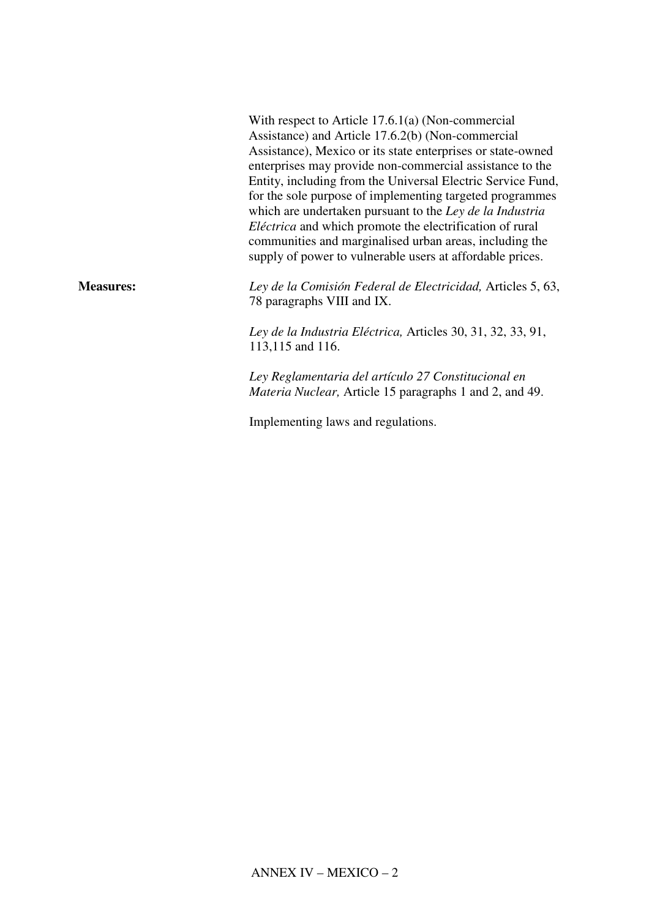With respect to Article 17.6.1(a) (Non-commercial Assistance) and Article 17.6.2(b) (Non-commercial Assistance), Mexico or its state enterprises or state-owned enterprises may provide non-commercial assistance to the Entity, including from the Universal Electric Service Fund, for the sole purpose of implementing targeted programmes which are undertaken pursuant to the *Ley de la Industria Eléctrica* and which promote the electrification of rural communities and marginalised urban areas, including the supply of power to vulnerable users at affordable prices.

**Measures:**

*Ley de la Comisión Federal de Electricidad,* Articles 5, 63, 78 paragraphs VIII and IX.

*Ley de la Industria Eléctrica,* Articles 30, 31, 32, 33, 91, 113,115 and 116.

*Ley Reglamentaria del artículo 27 Constitucional en Materia Nuclear,* Article 15 paragraphs 1 and 2, and 49.

Implementing laws and regulations.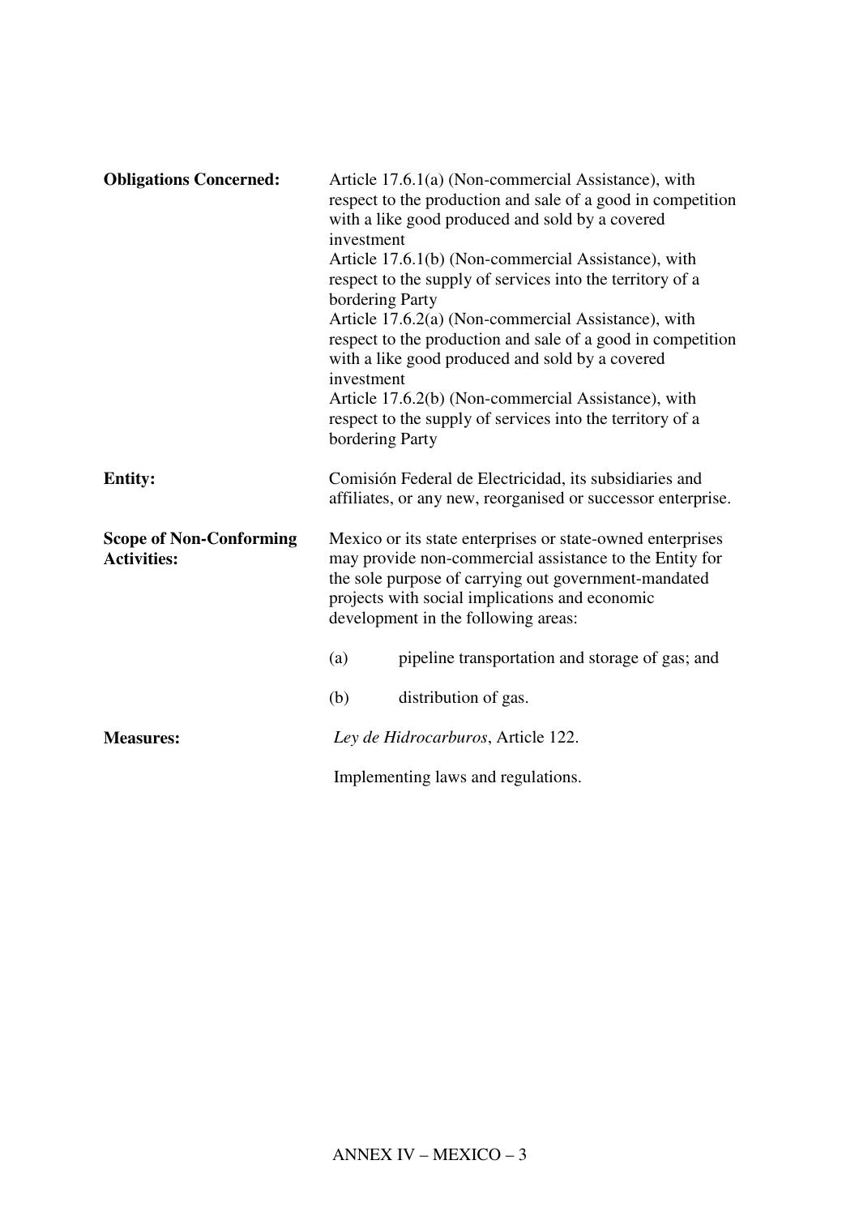**Obligations Concerned:**

Article 17.6.1(a) (Non-commercial Assistance), with respect to the production and sale of a good in competition with a like good produced and sold by a covered investment

Article 17.6.1(b) (Non-commercial Assistance), with respect to the supply of services into the territory of a bordering Party

Article 17.6.2(a) (Non-commercial Assistance), with respect to the production and sale of a good in competition with a like good produced and sold by a covered investment

Article 17.6.2(b) (Non-commercial Assistance), with respect to the supply of services into the territory of a bordering Party

**Entity:**

Comisión Federal de Electricidad, its subsidiaries and affiliates, or any new, reorganised or successor enterprise.

**Scope of Non-Conforming Activities:**

Mexico or its state enterprises or state-owned enterprises may provide non-commercial assistance to the Entity for the sole purpose of carrying out government-mandated projects with social implications and economic development in the following areas:

(a) pipeline transportation and storage of gas; and

(b) distribution of gas.

**Measures:**

*Ley de Hidrocarburos*, Article 122.

Implementing laws and regulations.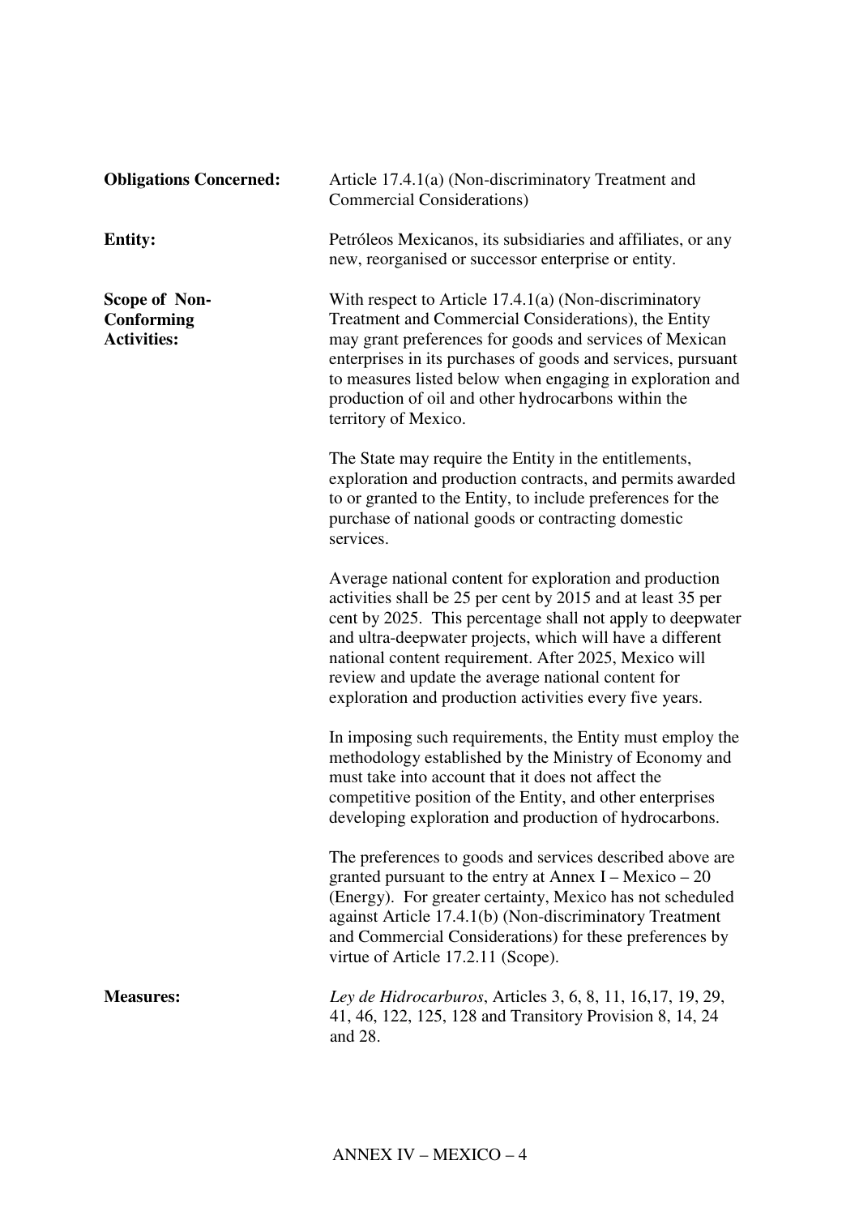**Obligations Concerned:** Article 17.4.1(a) (Non-discriminatory Treatment and Commercial Considerations)

**Entity:** Petróleos Mexicanos, its subsidiaries and affiliates, or any new, reorganised or successor enterprise or entity.

**Scope of Non-Conforming Activities:** With respect to Article 17.4.1(a) (Non-discriminatory Treatment and Commercial Considerations), the Entity may grant preferences for goods and services of Mexican enterprises in its purchases of goods and services, pursuant to measures listed below when engaging in exploration and production of oil and other hydrocarbons within the territory of Mexico.

The State may require the Entity in the entitlements, exploration and production contracts, and permits awarded to or granted to the Entity, to include preferences for the purchase of national goods or contracting domestic services.

Average national content for exploration and production activities shall be 25 per cent by 2015 and at least 35 per cent by 2025. This percentage shall not apply to deepwater and ultra-deepwater projects, which will have a different national content requirement. After 2025, Mexico will review and update the average national content for exploration and production activities every five years.

In imposing such requirements, the Entity must employ the methodology established by the Ministry of Economy and must take into account that it does not affect the competitive position of the Entity, and other enterprises developing exploration and production of hydrocarbons.

The preferences to goods and services described above are granted pursuant to the entry at Annex I – Mexico – 20 (Energy). For greater certainty, Mexico has not scheduled against Article 17.4.1(b) (Non-discriminatory Treatment and Commercial Considerations) for these preferences by virtue of Article 17.2.11 (Scope).

**Measures:** *Ley de Hidrocarburos*, Articles 3, 6, 8, 11, 16,17, 19, 29, 41, 46, 122, 125, 128 and Transitory Provision 8, 14, 24 and 28.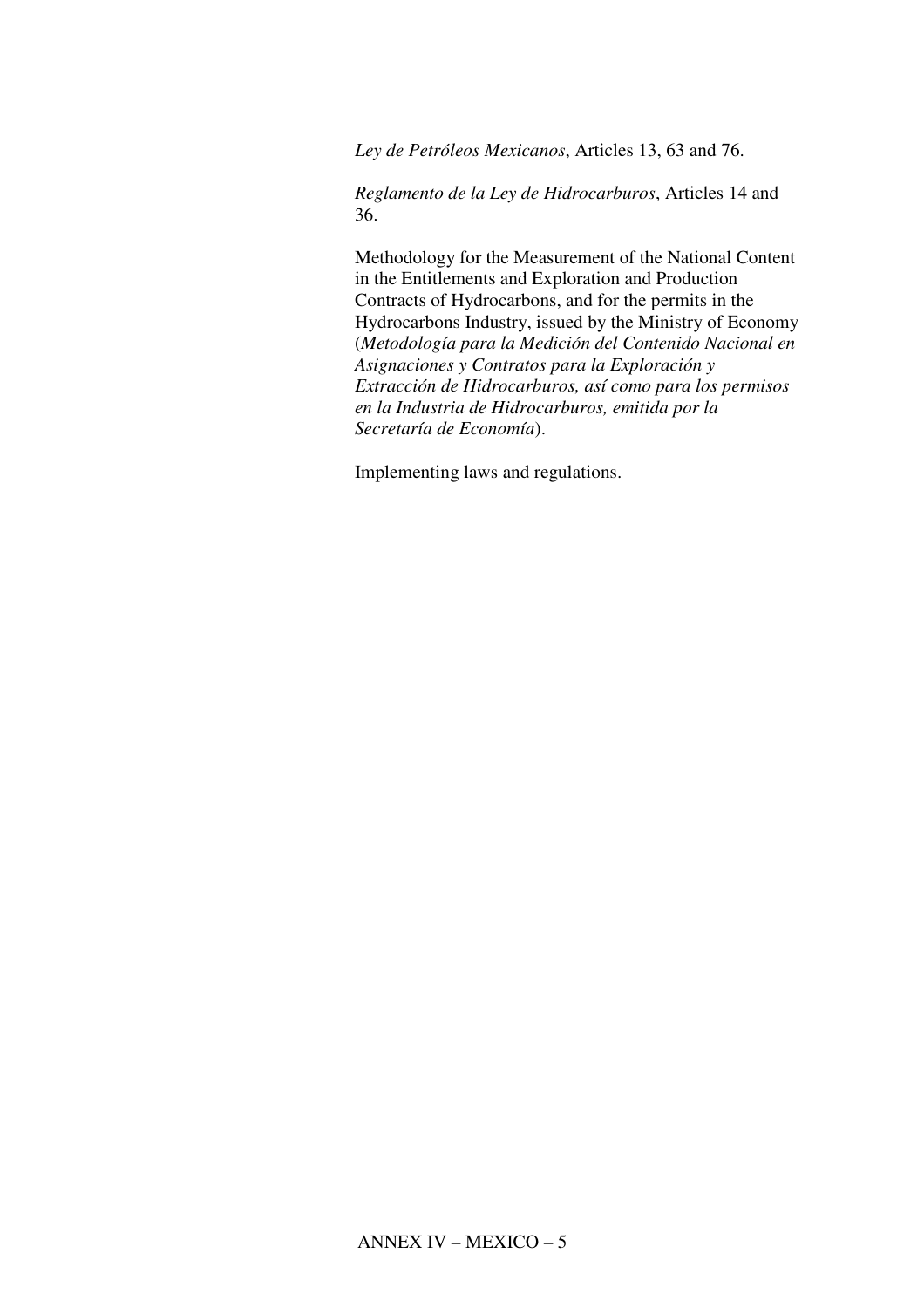*Ley de Petróleos Mexicanos*, Articles 13, 63 and 76.

*Reglamento de la Ley de Hidrocarburos*, Articles 14 and 36.

Methodology for the Measurement of the National Content in the Entitlements and Exploration and Production Contracts of Hydrocarbons, and for the permits in the Hydrocarbons Industry, issued by the Ministry of Economy (*Metodología para la Medición del Contenido Nacional en Asignaciones y Contratos para la Exploración y Extracción de Hidrocarburos, así como para los permisos en la Industria de Hidrocarburos, emitida por la Secretaría de Economía*).

Implementing laws and regulations.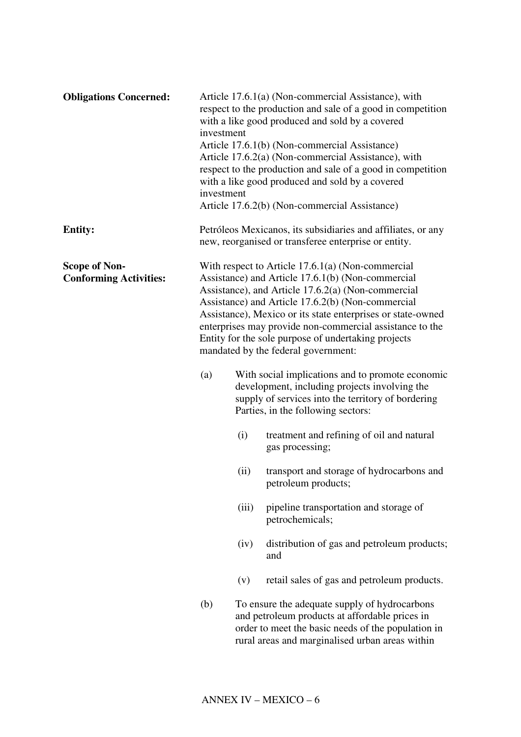**Obligations Concerned:**

Article 17.6.1(a) (Non-commercial Assistance), with respect to the production and sale of a good in competition with a like good produced and sold by a covered investment
Article 17.6.1(b) (Non-commercial Assistance)
Article 17.6.2(a) (Non-commercial Assistance), with respect to the production and sale of a good in competition with a like good produced and sold by a covered investment
Article 17.6.2(b) (Non-commercial Assistance)

**Entity:**

Petróleos Mexicanos, its subsidiaries and affiliates, or any new, reorganised or transferee enterprise or entity.

**Scope of Non-Conforming Activities:**

With respect to Article 17.6.1(a) (Non-commercial Assistance) and Article 17.6.1(b) (Non-commercial Assistance), and Article 17.6.2(a) (Non-commercial Assistance) and Article 17.6.2(b) (Non-commercial Assistance), Mexico or its state enterprises or state-owned enterprises may provide non-commercial assistance to the Entity for the sole purpose of undertaking projects mandated by the federal government:

(a) With social implications and to promote economic development, including projects involving the supply of services into the territory of bordering Parties, in the following sectors:

- (i) treatment and refining of oil and natural gas processing;
- (ii) transport and storage of hydrocarbons and petroleum products;
- (iii) pipeline transportation and storage of petrochemicals;
- (iv) distribution of gas and petroleum products; and
- (v) retail sales of gas and petroleum products.

(b) To ensure the adequate supply of hydrocarbons and petroleum products at affordable prices in order to meet the basic needs of the population in rural areas and marginalised urban areas within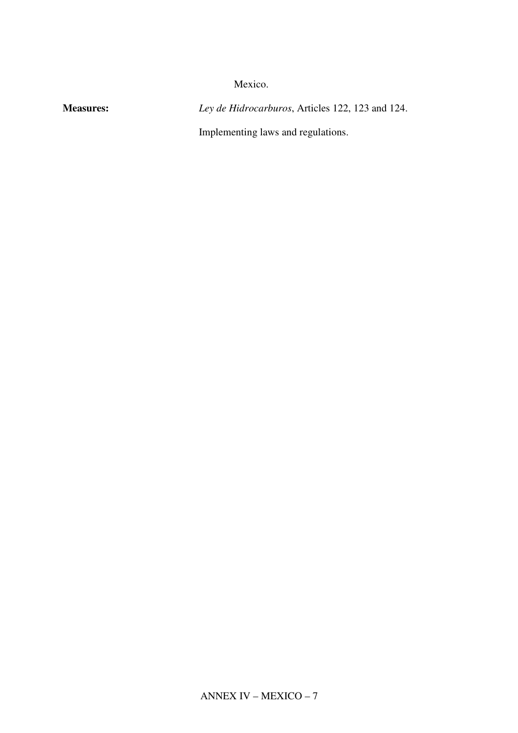Mexico.

**Measures:** *Ley de Hidrocarburos*, Articles 122, 123 and 124.

Implementing laws and regulations.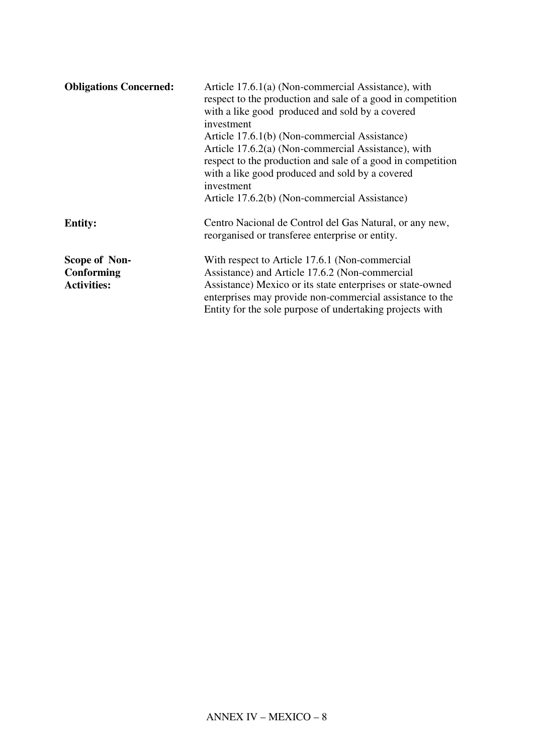| | |
|---|---|
| **Obligations Concerned:** | Article 17.6.1(a) (Non-commercial Assistance), with respect to the production and sale of a good in competition with a like good produced and sold by a covered investment<br>Article 17.6.1(b) (Non-commercial Assistance)<br>Article 17.6.2(a) (Non-commercial Assistance), with respect to the production and sale of a good in competition with a like good produced and sold by a covered investment<br>Article 17.6.2(b) (Non-commercial Assistance) |
| **Entity:** | Centro Nacional de Control del Gas Natural, or any new, reorganised or transferee enterprise or entity. |
| **Scope of Non-Conforming Activities:** | With respect to Article 17.6.1 (Non-commercial Assistance) and Article 17.6.2 (Non-commercial Assistance) Mexico or its state enterprises or state-owned enterprises may provide non-commercial assistance to the Entity for the sole purpose of undertaking projects with |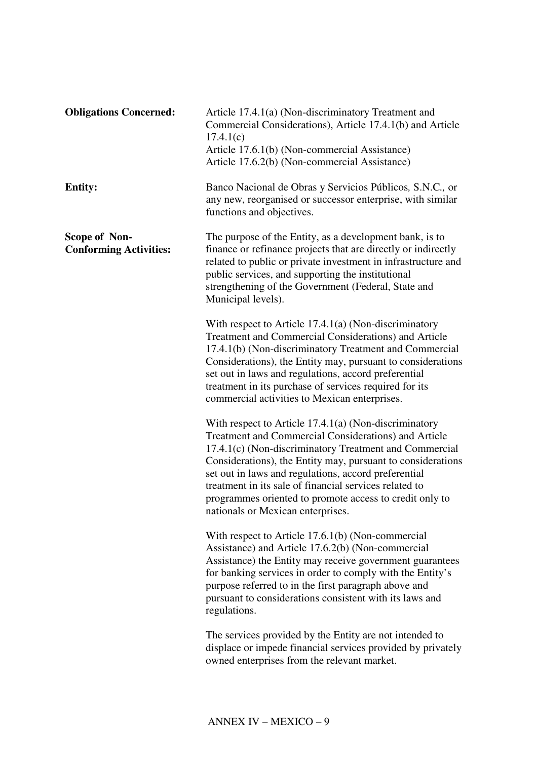**Obligations Concerned:** Article 17.4.1(a) (Non-discriminatory Treatment and Commercial Considerations), Article 17.4.1(b) and Article 17.4.1(c)
Article 17.6.1(b) (Non-commercial Assistance)
Article 17.6.2(b) (Non-commercial Assistance)

**Entity:** Banco Nacional de Obras y Servicios Públicos*,* S.N.C.*,* or any new, reorganised or successor enterprise, with similar functions and objectives.

**Scope of Non-Conforming Activities:** The purpose of the Entity, as a development bank, is to finance or refinance projects that are directly or indirectly related to public or private investment in infrastructure and public services, and supporting the institutional strengthening of the Government (Federal, State and Municipal levels).

With respect to Article 17.4.1(a) (Non-discriminatory Treatment and Commercial Considerations) and Article 17.4.1(b) (Non-discriminatory Treatment and Commercial Considerations), the Entity may, pursuant to considerations set out in laws and regulations, accord preferential treatment in its purchase of services required for its commercial activities to Mexican enterprises.

With respect to Article 17.4.1(a) (Non-discriminatory Treatment and Commercial Considerations) and Article 17.4.1(c) (Non-discriminatory Treatment and Commercial Considerations), the Entity may, pursuant to considerations set out in laws and regulations, accord preferential treatment in its sale of financial services related to programmes oriented to promote access to credit only to nationals or Mexican enterprises.

With respect to Article 17.6.1(b) (Non-commercial Assistance) and Article 17.6.2(b) (Non-commercial Assistance) the Entity may receive government guarantees for banking services in order to comply with the Entity's purpose referred to in the first paragraph above and pursuant to considerations consistent with its laws and regulations.

The services provided by the Entity are not intended to displace or impede financial services provided by privately owned enterprises from the relevant market.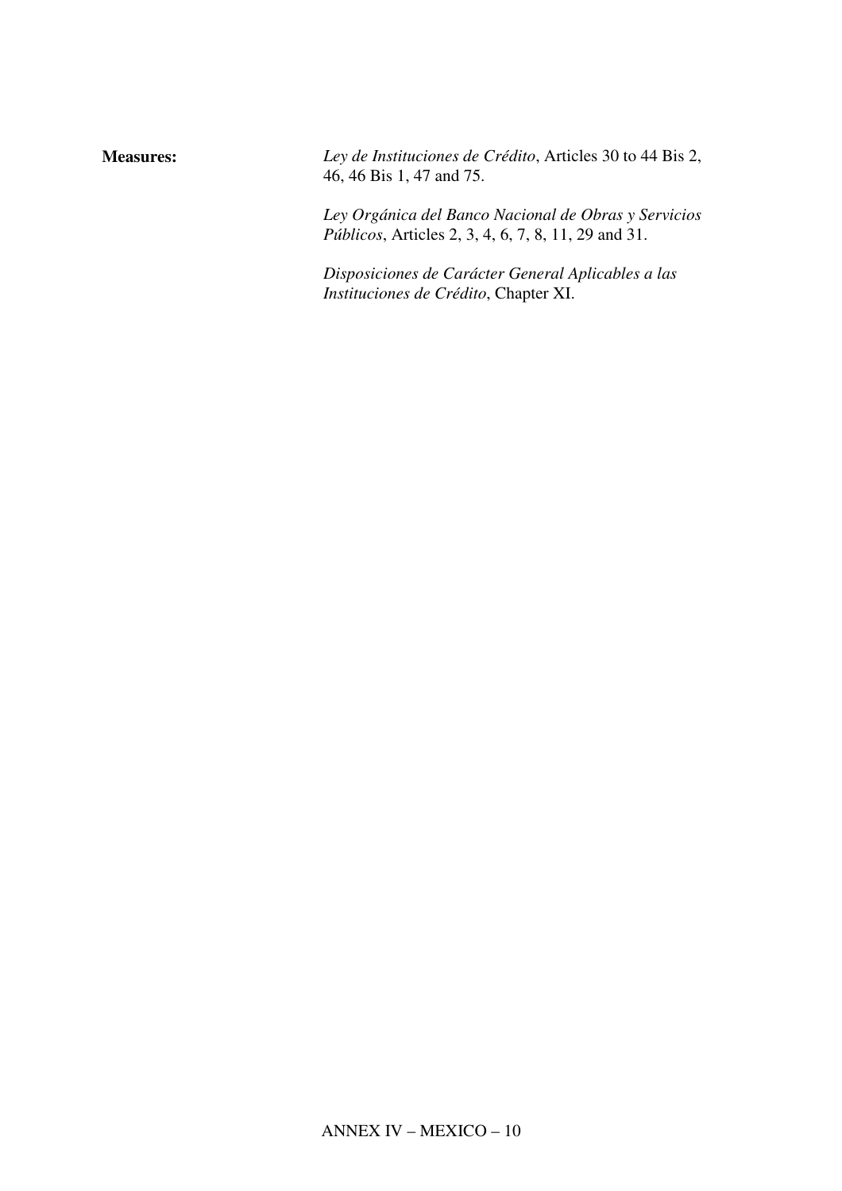| | |
|---|---|
| **Measures:** | *Ley de Instituciones de Crédito*, Articles 30 to 44 Bis 2, 46, 46 Bis 1, 47 and 75.<br><br>*Ley Orgánica del Banco Nacional de Obras y Servicios Públicos*, Articles 2, 3, 4, 6, 7, 8, 11, 29 and 31.<br><br>*Disposiciones de Carácter General Aplicables a las Instituciones de Crédito*, Chapter XI. |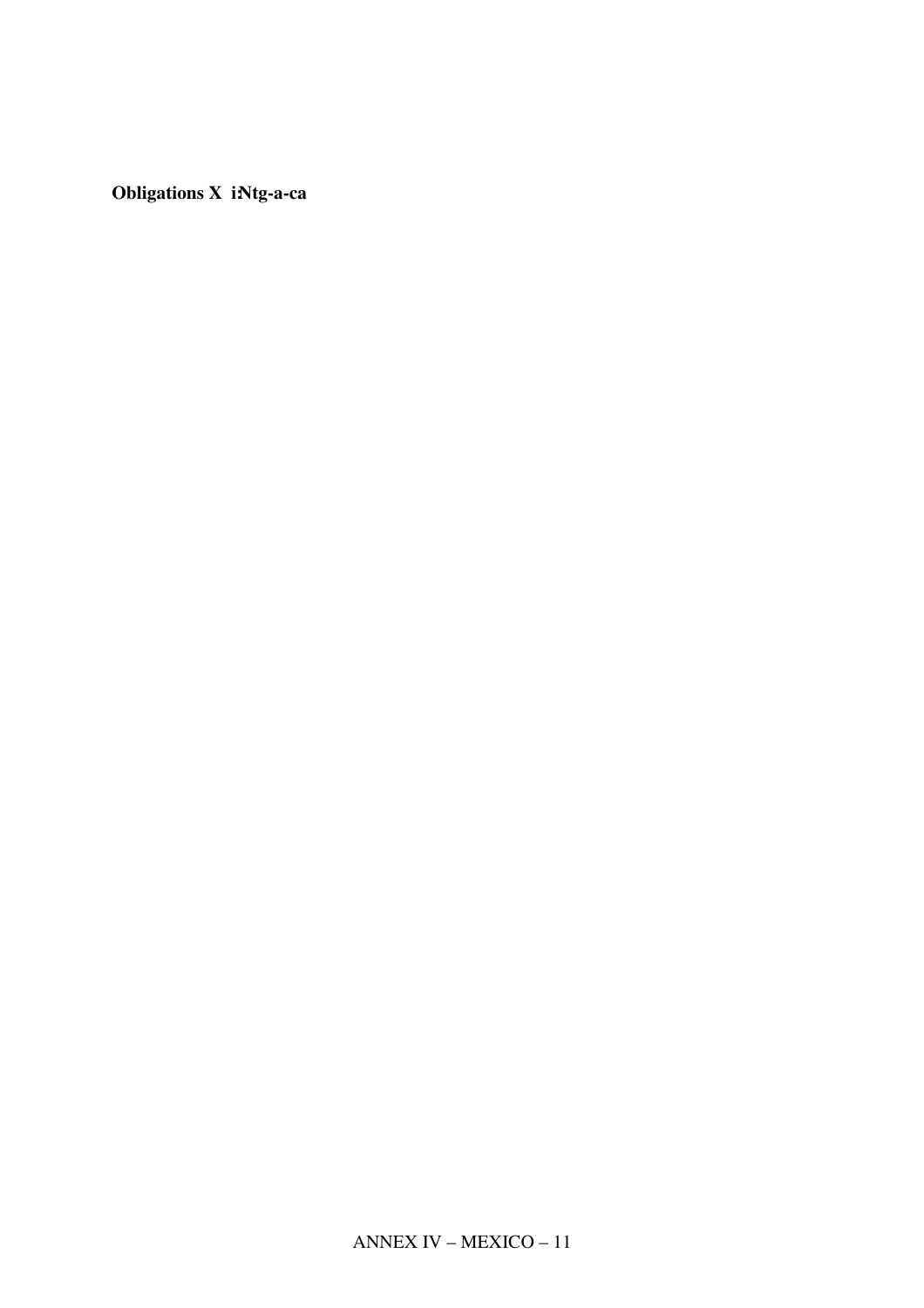**Obligations X i:Ntg-a-ca**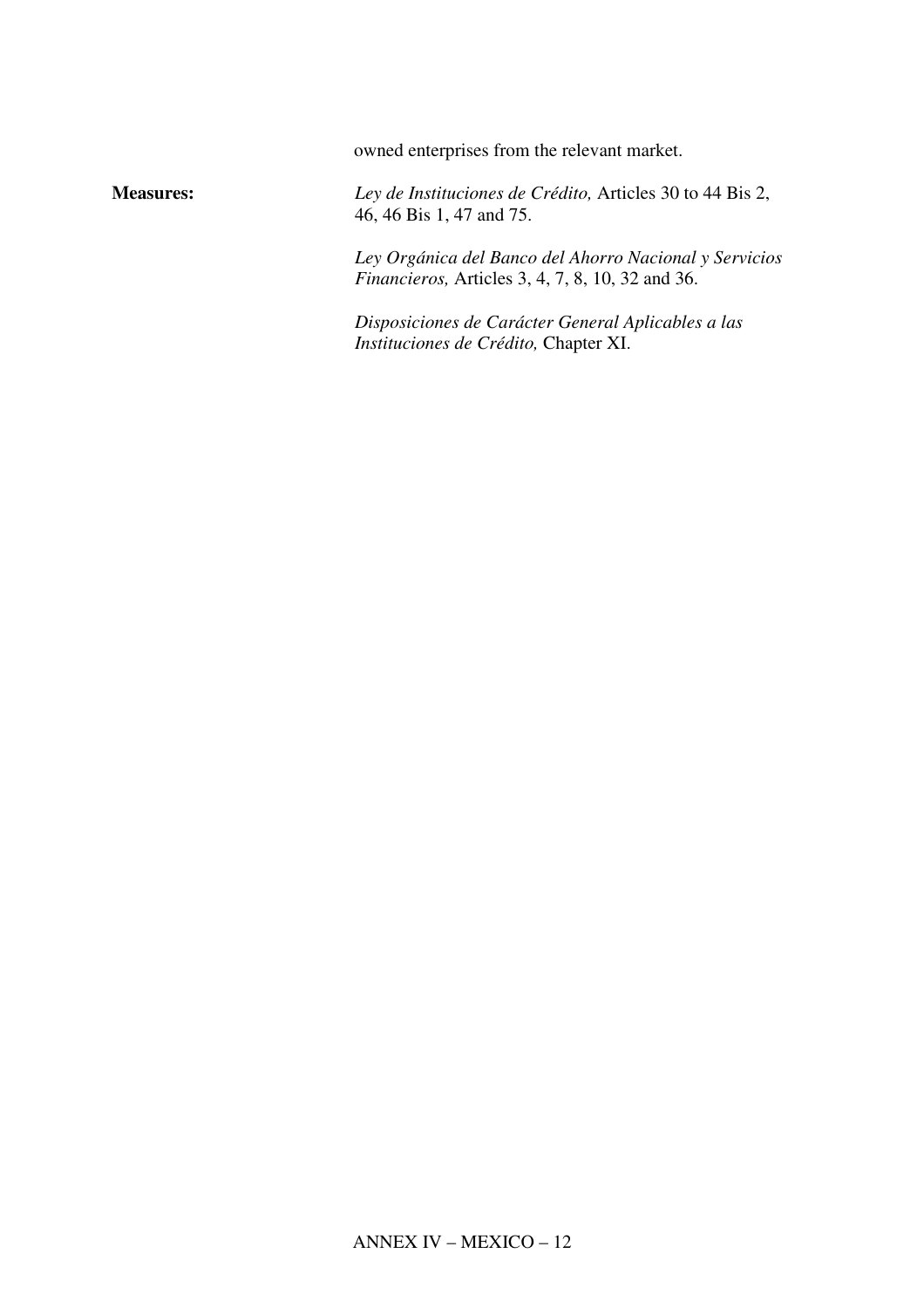owned enterprises from the relevant market.

**Measures:**

*Ley de Instituciones de Crédito,* Articles 30 to 44 Bis 2, 46, 46 Bis 1, 47 and 75.

*Ley Orgánica del Banco del Ahorro Nacional y Servicios Financieros,* Articles 3, 4, 7, 8, 10, 32 and 36.

*Disposiciones de Carácter General Aplicables a las Instituciones de Crédito,* Chapter XI.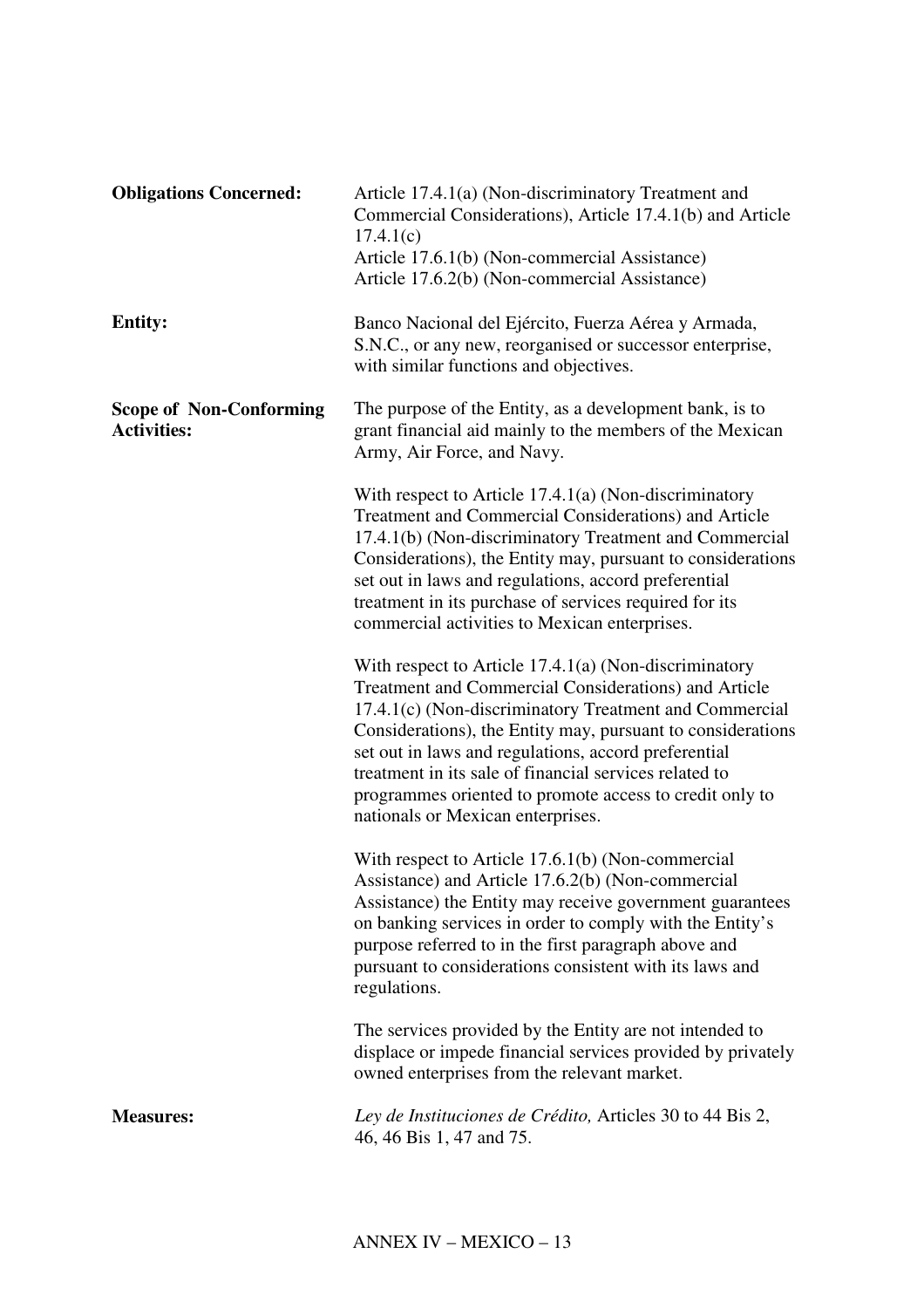| | |
|---|---|
| **Obligations Concerned:** | Article 17.4.1(a) (Non-discriminatory Treatment and Commercial Considerations), Article 17.4.1(b) and Article 17.4.1(c)<br>Article 17.6.1(b) (Non-commercial Assistance)<br>Article 17.6.2(b) (Non-commercial Assistance) |
| **Entity:** | Banco Nacional del Ejército, Fuerza Aérea y Armada, S.N.C., or any new, reorganised or successor enterprise, with similar functions and objectives. |
| **Scope of Non-Conforming Activities:** | The purpose of the Entity, as a development bank, is to grant financial aid mainly to the members of the Mexican Army, Air Force, and Navy.<br><br>With respect to Article 17.4.1(a) (Non-discriminatory Treatment and Commercial Considerations) and Article 17.4.1(b) (Non-discriminatory Treatment and Commercial Considerations), the Entity may, pursuant to considerations set out in laws and regulations, accord preferential treatment in its purchase of services required for its commercial activities to Mexican enterprises.<br><br>With respect to Article 17.4.1(a) (Non-discriminatory Treatment and Commercial Considerations) and Article 17.4.1(c) (Non-discriminatory Treatment and Commercial Considerations), the Entity may, pursuant to considerations set out in laws and regulations, accord preferential treatment in its sale of financial services related to programmes oriented to promote access to credit only to nationals or Mexican enterprises.<br><br>With respect to Article 17.6.1(b) (Non-commercial Assistance) and Article 17.6.2(b) (Non-commercial Assistance) the Entity may receive government guarantees on banking services in order to comply with the Entity's purpose referred to in the first paragraph above and pursuant to considerations consistent with its laws and regulations.<br><br>The services provided by the Entity are not intended to displace or impede financial services provided by privately owned enterprises from the relevant market. |
| **Measures:** | *Ley de Instituciones de Crédito,* Articles 30 to 44 Bis 2, 46, 46 Bis 1, 47 and 75. |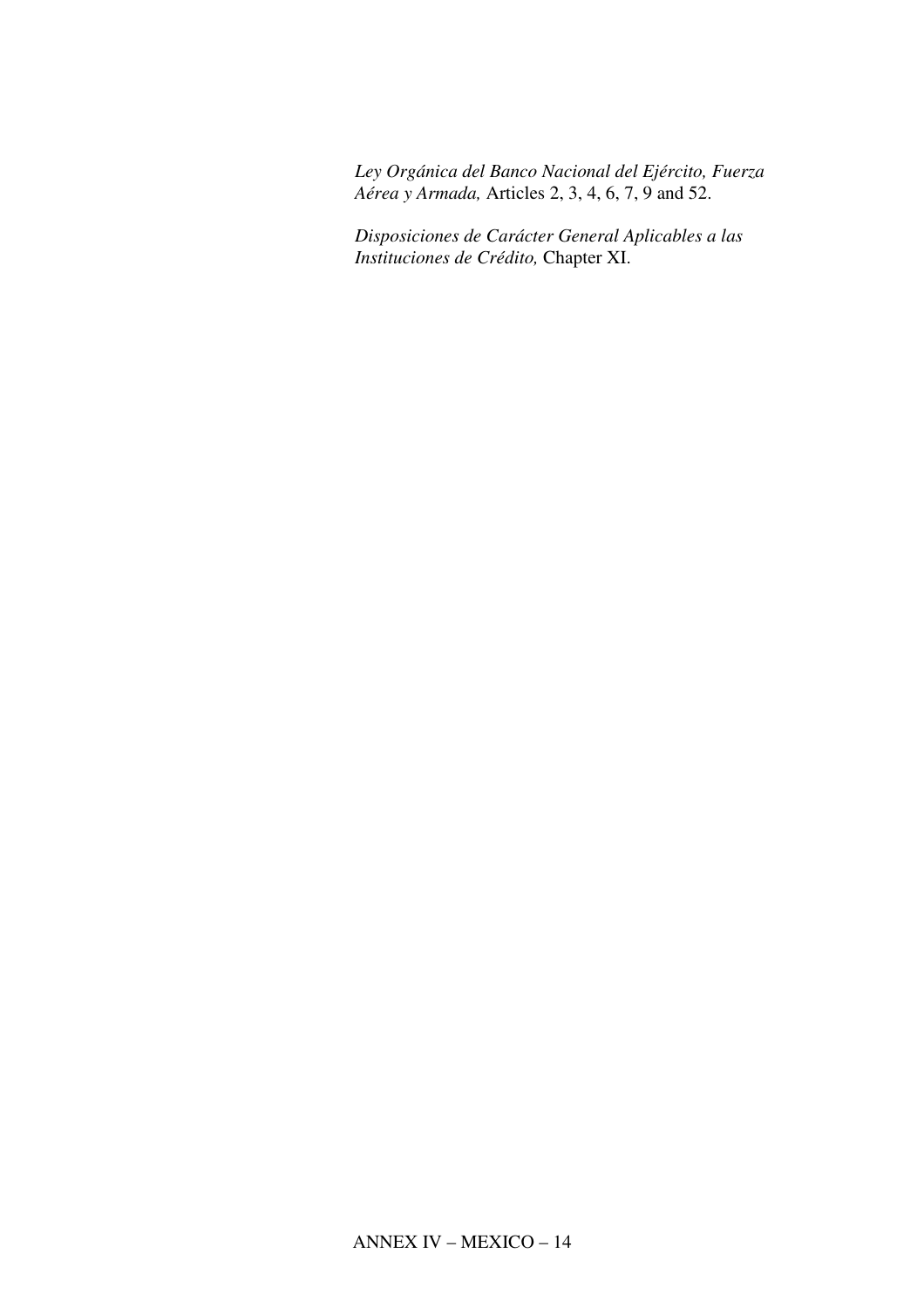*Ley Orgánica del Banco Nacional del Ejército, Fuerza Aérea y Armada,* Articles 2, 3, 4, 6, 7, 9 and 52.

*Disposiciones de Carácter General Aplicables a las Instituciones de Crédito,* Chapter XI.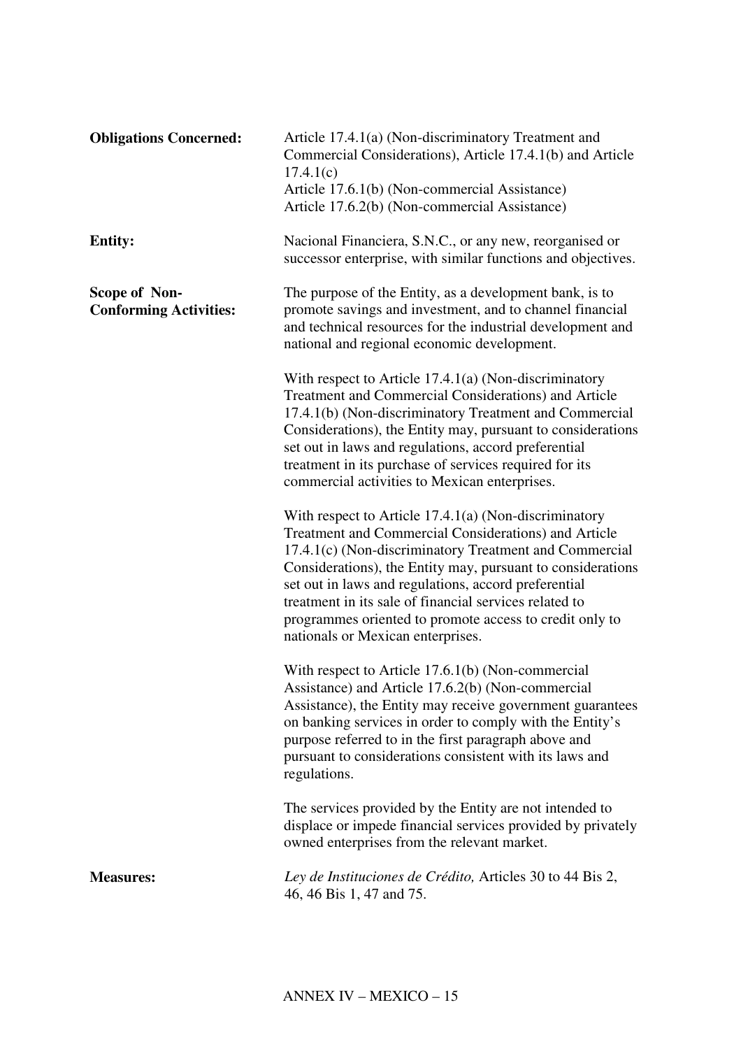**Obligations Concerned:** Article 17.4.1(a) (Non-discriminatory Treatment and Commercial Considerations), Article 17.4.1(b) and Article 17.4.1(c)
Article 17.6.1(b) (Non-commercial Assistance)
Article 17.6.2(b) (Non-commercial Assistance)

**Entity:** Nacional Financiera, S.N.C., or any new, reorganised or successor enterprise, with similar functions and objectives.

**Scope of Non-Conforming Activities:** The purpose of the Entity, as a development bank, is to promote savings and investment, and to channel financial and technical resources for the industrial development and national and regional economic development.

With respect to Article 17.4.1(a) (Non-discriminatory Treatment and Commercial Considerations) and Article 17.4.1(b) (Non-discriminatory Treatment and Commercial Considerations), the Entity may, pursuant to considerations set out in laws and regulations, accord preferential treatment in its purchase of services required for its commercial activities to Mexican enterprises.

With respect to Article 17.4.1(a) (Non-discriminatory Treatment and Commercial Considerations) and Article 17.4.1(c) (Non-discriminatory Treatment and Commercial Considerations), the Entity may, pursuant to considerations set out in laws and regulations, accord preferential treatment in its sale of financial services related to programmes oriented to promote access to credit only to nationals or Mexican enterprises.

With respect to Article 17.6.1(b) (Non-commercial Assistance) and Article 17.6.2(b) (Non-commercial Assistance), the Entity may receive government guarantees on banking services in order to comply with the Entity's purpose referred to in the first paragraph above and pursuant to considerations consistent with its laws and regulations.

The services provided by the Entity are not intended to displace or impede financial services provided by privately owned enterprises from the relevant market.

**Measures:** *Ley de Instituciones de Crédito,* Articles 30 to 44 Bis 2, 46, 46 Bis 1, 47 and 75.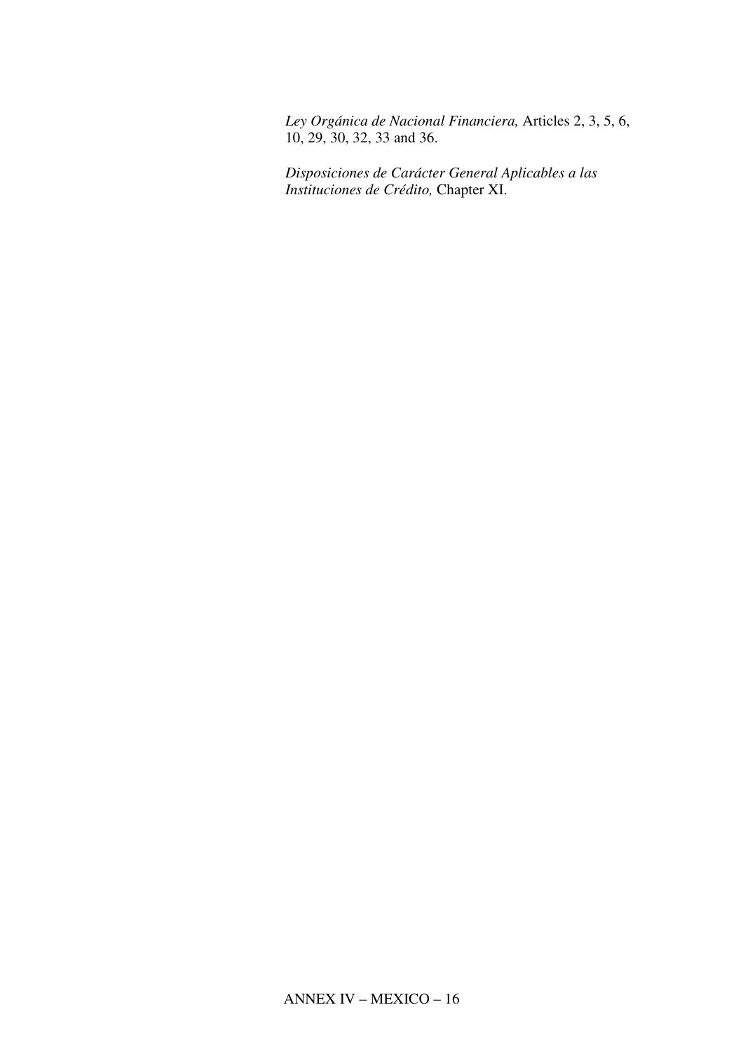*Ley Orgánica de Nacional Financiera,* Articles 2, 3, 5, 6, 10, 29, 30, 32, 33 and 36.

*Disposiciones de Carácter General Aplicables a las Instituciones de Crédito,* Chapter XI.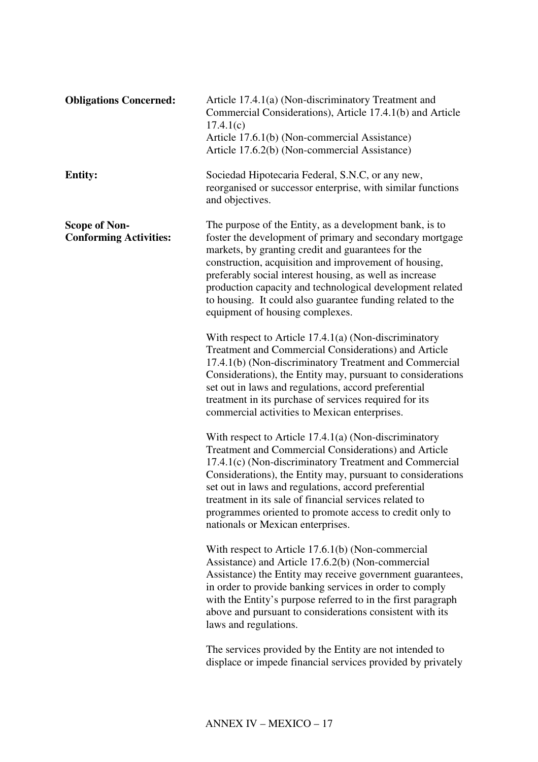**Obligations Concerned:** Article 17.4.1(a) (Non-discriminatory Treatment and Commercial Considerations), Article 17.4.1(b) and Article 17.4.1(c)
Article 17.6.1(b) (Non-commercial Assistance)
Article 17.6.2(b) (Non-commercial Assistance)

**Entity:** Sociedad Hipotecaria Federal, S.N.C, or any new, reorganised or successor enterprise, with similar functions and objectives.

**Scope of Non-Conforming Activities:** The purpose of the Entity, as a development bank, is to foster the development of primary and secondary mortgage markets, by granting credit and guarantees for the construction, acquisition and improvement of housing, preferably social interest housing, as well as increase production capacity and technological development related to housing. It could also guarantee funding related to the equipment of housing complexes.

With respect to Article 17.4.1(a) (Non-discriminatory Treatment and Commercial Considerations) and Article 17.4.1(b) (Non-discriminatory Treatment and Commercial Considerations), the Entity may, pursuant to considerations set out in laws and regulations, accord preferential treatment in its purchase of services required for its commercial activities to Mexican enterprises.

With respect to Article 17.4.1(a) (Non-discriminatory Treatment and Commercial Considerations) and Article 17.4.1(c) (Non-discriminatory Treatment and Commercial Considerations), the Entity may, pursuant to considerations set out in laws and regulations, accord preferential treatment in its sale of financial services related to programmes oriented to promote access to credit only to nationals or Mexican enterprises.

With respect to Article 17.6.1(b) (Non-commercial Assistance) and Article 17.6.2(b) (Non-commercial Assistance) the Entity may receive government guarantees, in order to provide banking services in order to comply with the Entity's purpose referred to in the first paragraph above and pursuant to considerations consistent with its laws and regulations.

The services provided by the Entity are not intended to displace or impede financial services provided by privately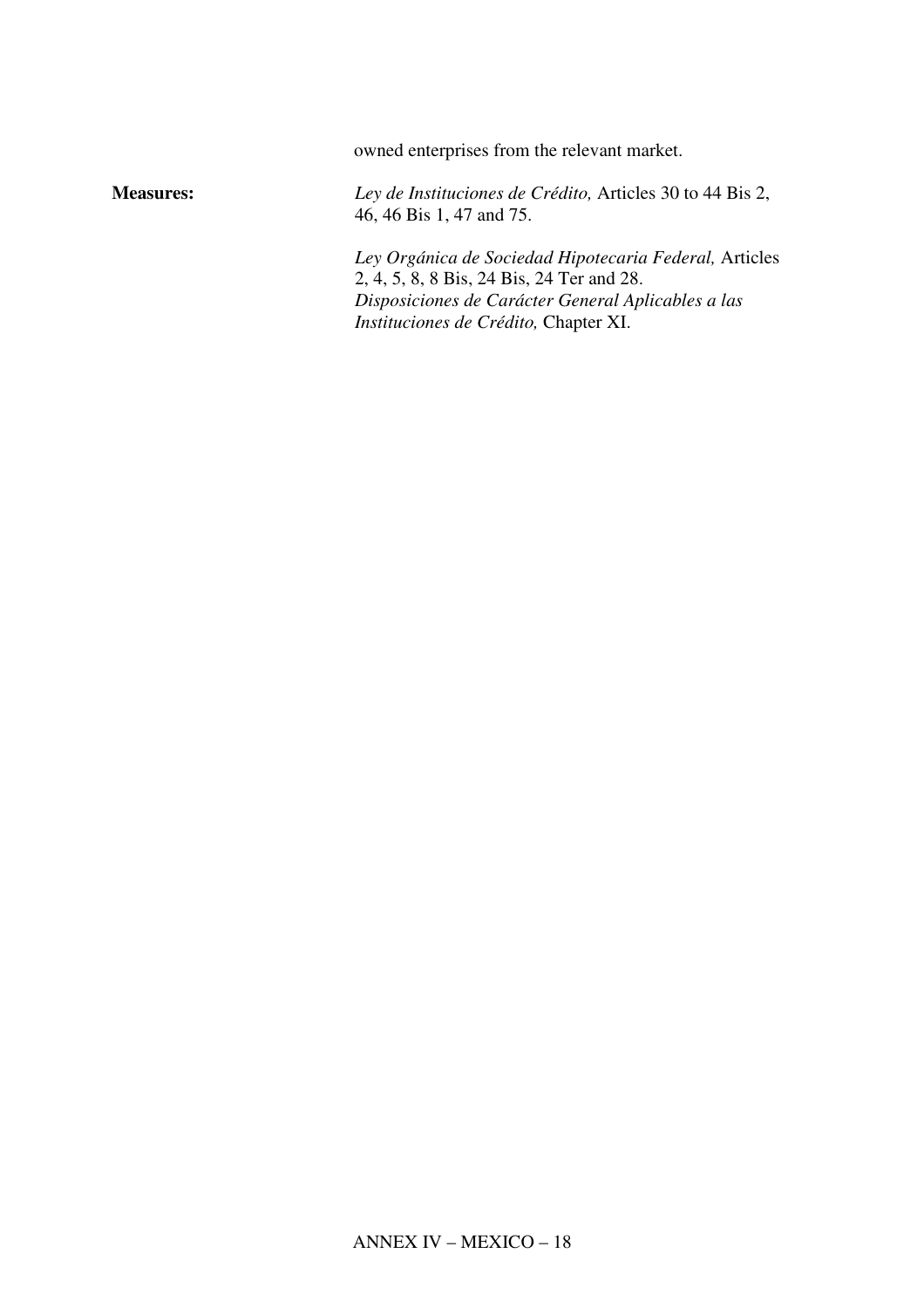owned enterprises from the relevant market.

**Measures:** *Ley de Instituciones de Crédito,* Articles 30 to 44 Bis 2, 46, 46 Bis 1, 47 and 75.

*Ley Orgánica de Sociedad Hipotecaria Federal,* Articles 2, 4, 5, 8, 8 Bis, 24 Bis, 24 Ter and 28.
*Disposiciones de Carácter General Aplicables a las Instituciones de Crédito,* Chapter XI.